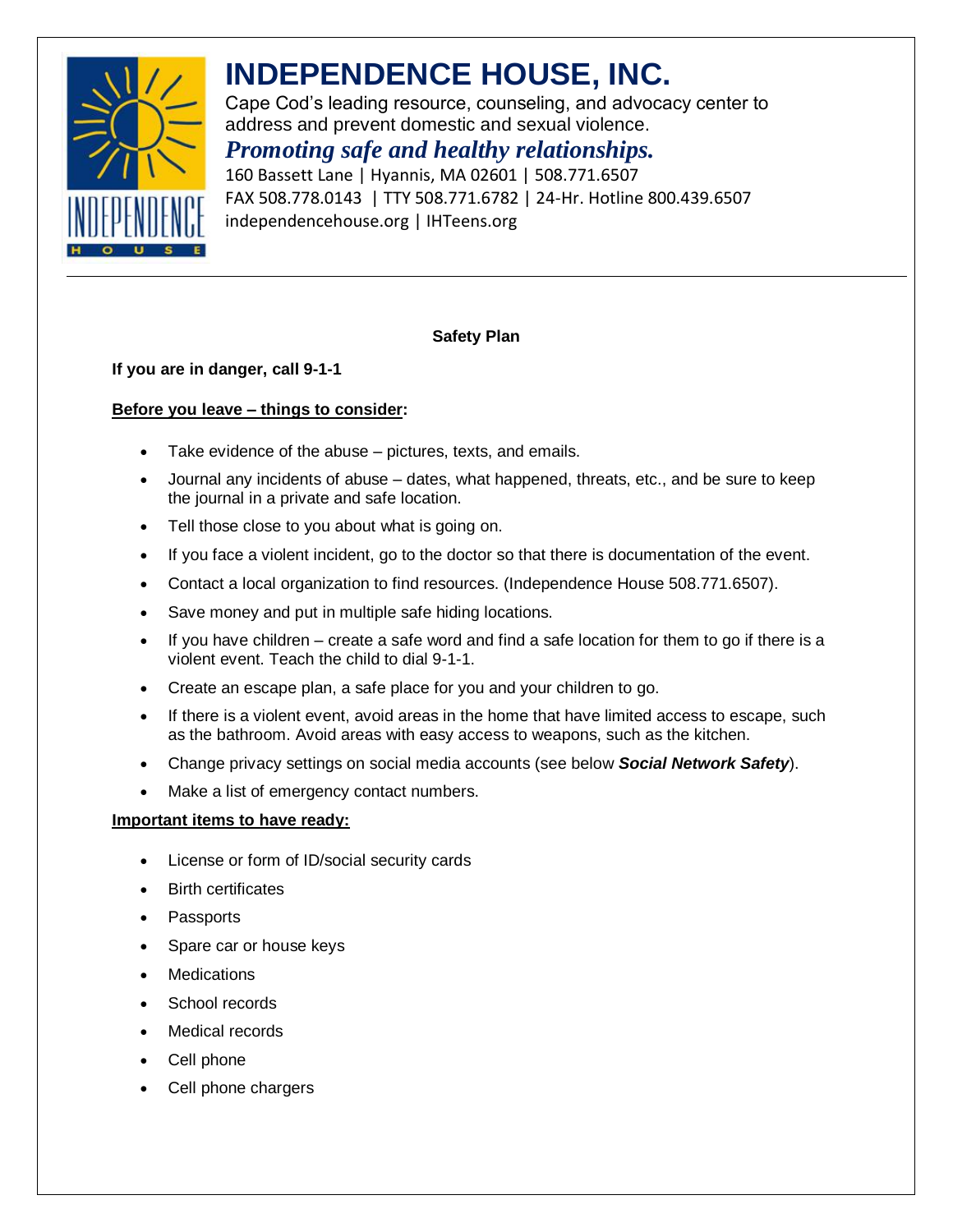# INDEPENDENCE HOUSE, INC.

Cape Cod's leading resource, counseling, and advocacy center to address and prevent domestic and sexual violence.

***Promoting safe and healthy relationships.***

160 Bassett Lane | Hyannis, MA 02601 | 508.771.6507
FAX 508.778.0143 | TTY 508.771.6782 | 24-Hr. Hotline 800.439.6507
independencehouse.org | IHTeens.org

---

## Safety Plan

**If you are in danger, call 9-1-1**

**Before you leave – things to consider:**

- Take evidence of the abuse – pictures, texts, and emails.
- Journal any incidents of abuse – dates, what happened, threats, etc., and be sure to keep the journal in a private and safe location.
- Tell those close to you about what is going on.
- If you face a violent incident, go to the doctor so that there is documentation of the event.
- Contact a local organization to find resources. (Independence House 508.771.6507).
- Save money and put in multiple safe hiding locations.
- If you have children – create a safe word and find a safe location for them to go if there is a violent event. Teach the child to dial 9-1-1.
- Create an escape plan, a safe place for you and your children to go.
- If there is a violent event, avoid areas in the home that have limited access to escape, such as the bathroom. Avoid areas with easy access to weapons, such as the kitchen.
- Change privacy settings on social media accounts (see below ***Social Network Safety***).
- Make a list of emergency contact numbers.

**Important items to have ready:**

- License or form of ID/social security cards
- Birth certificates
- Passports
- Spare car or house keys
- Medications
- School records
- Medical records
- Cell phone
- Cell phone chargers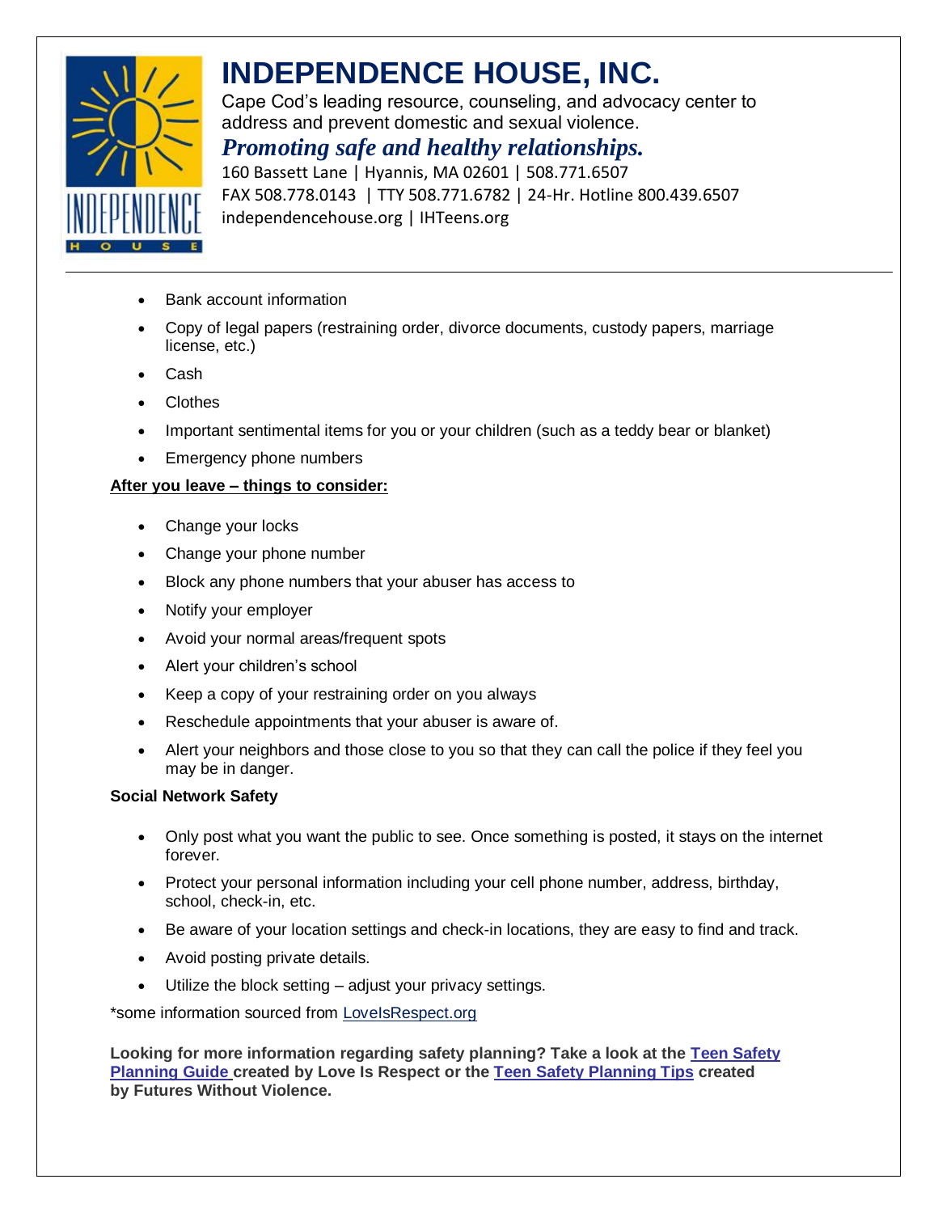# INDEPENDENCE HOUSE, INC.

Cape Cod's leading resource, counseling, and advocacy center to address and prevent domestic and sexual violence.

***Promoting safe and healthy relationships.***

160 Bassett Lane | Hyannis, MA 02601 | 508.771.6507
FAX 508.778.0143 | TTY 508.771.6782 | 24-Hr. Hotline 800.439.6507
independencehouse.org | IHTeens.org

- Bank account information
- Copy of legal papers (restraining order, divorce documents, custody papers, marriage license, etc.)
- Cash
- Clothes
- Important sentimental items for you or your children (such as a teddy bear or blanket)
- Emergency phone numbers

**After you leave – things to consider:**

- Change your locks
- Change your phone number
- Block any phone numbers that your abuser has access to
- Notify your employer
- Avoid your normal areas/frequent spots
- Alert your children's school
- Keep a copy of your restraining order on you always
- Reschedule appointments that your abuser is aware of.
- Alert your neighbors and those close to you so that they can call the police if they feel you may be in danger.

**Social Network Safety**

- Only post what you want the public to see. Once something is posted, it stays on the internet forever.
- Protect your personal information including your cell phone number, address, birthday, school, check-in, etc.
- Be aware of your location settings and check-in locations, they are easy to find and track.
- Avoid posting private details.
- Utilize the block setting – adjust your privacy settings.

*some information sourced from LoveIsRespect.org

**Looking for more information regarding safety planning? Take a look at the Teen Safety Planning Guide created by Love Is Respect or the Teen Safety Planning Tips created by Futures Without Violence.**